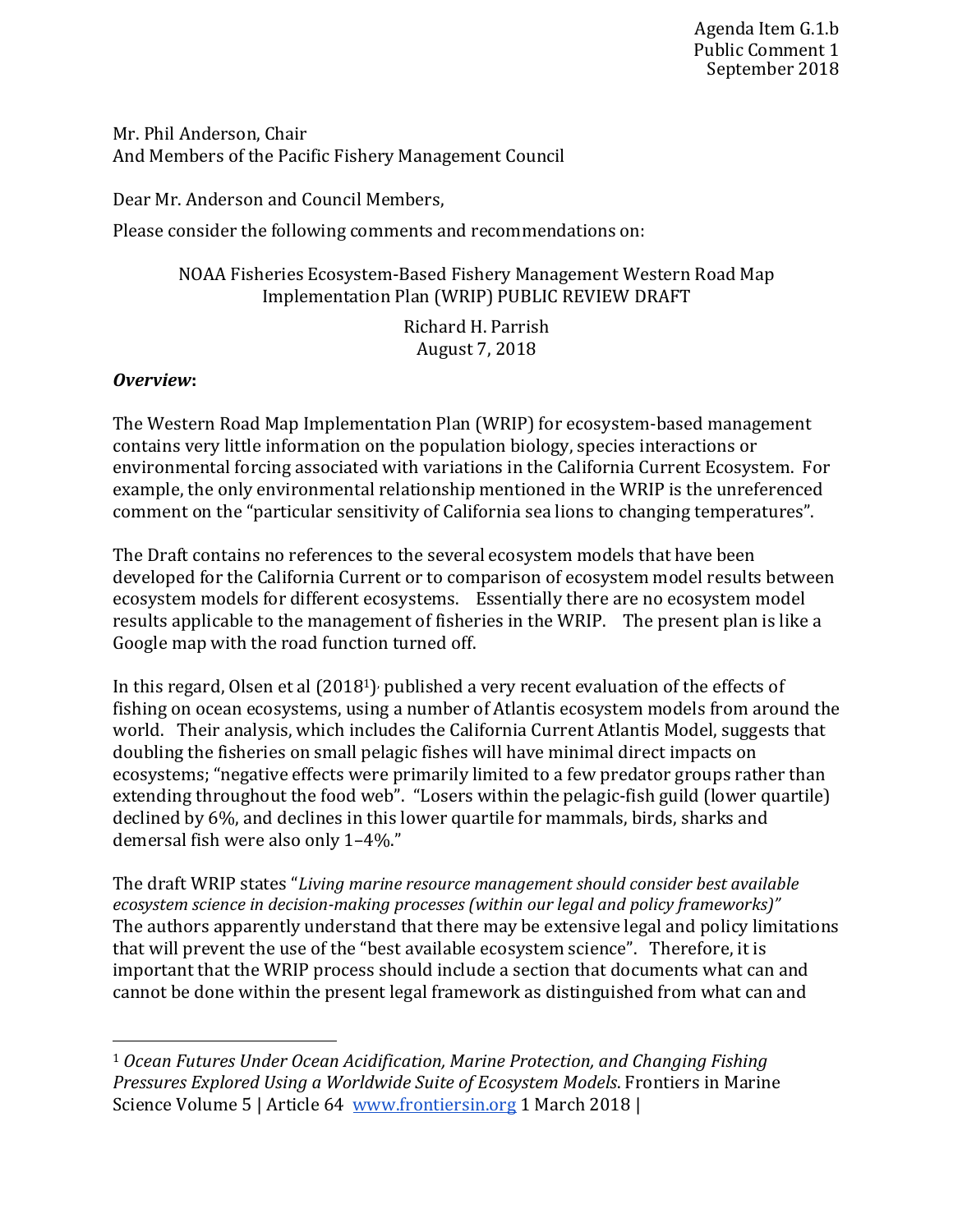Agenda Item G.1.b
Public Comment 1
September 2018

Mr. Phil Anderson, Chair
And Members of the Pacific Fishery Management Council

Dear Mr. Anderson and Council Members,

Please consider the following comments and recommendations on:

NOAA Fisheries Ecosystem-Based Fishery Management Western Road Map Implementation Plan (WRIP) PUBLIC REVIEW DRAFT

Richard H. Parrish
August 7, 2018

***Overview*:**

The Western Road Map Implementation Plan (WRIP) for ecosystem-based management contains very little information on the population biology, species interactions or environmental forcing associated with variations in the California Current Ecosystem. For example, the only environmental relationship mentioned in the WRIP is the unreferenced comment on the "particular sensitivity of California sea lions to changing temperatures".

The Draft contains no references to the several ecosystem models that have been developed for the California Current or to comparison of ecosystem model results between ecosystem models for different ecosystems. Essentially there are no ecosystem model results applicable to the management of fisheries in the WRIP. The present plan is like a Google map with the road function turned off.

In this regard, Olsen et al (2018[1]), published a very recent evaluation of the effects of fishing on ocean ecosystems, using a number of Atlantis ecosystem models from around the world. Their analysis, which includes the California Current Atlantis Model, suggests that doubling the fisheries on small pelagic fishes will have minimal direct impacts on ecosystems; "negative effects were primarily limited to a few predator groups rather than extending throughout the food web". "Losers within the pelagic-fish guild (lower quartile) declined by 6%, and declines in this lower quartile for mammals, birds, sharks and demersal fish were also only 1–4%."

The draft WRIP states "*Living marine resource management should consider best available ecosystem science in decision-making processes (within our legal and policy frameworks)"* The authors apparently understand that there may be extensive legal and policy limitations that will prevent the use of the "best available ecosystem science". Therefore, it is important that the WRIP process should include a section that documents what can and cannot be done within the present legal framework as distinguished from what can and

---

[1] *Ocean Futures Under Ocean Acidification, Marine Protection, and Changing Fishing Pressures Explored Using a Worldwide Suite of Ecosystem Models*. Frontiers in Marine Science Volume 5 | Article 64 www.frontiersin.org 1 March 2018 |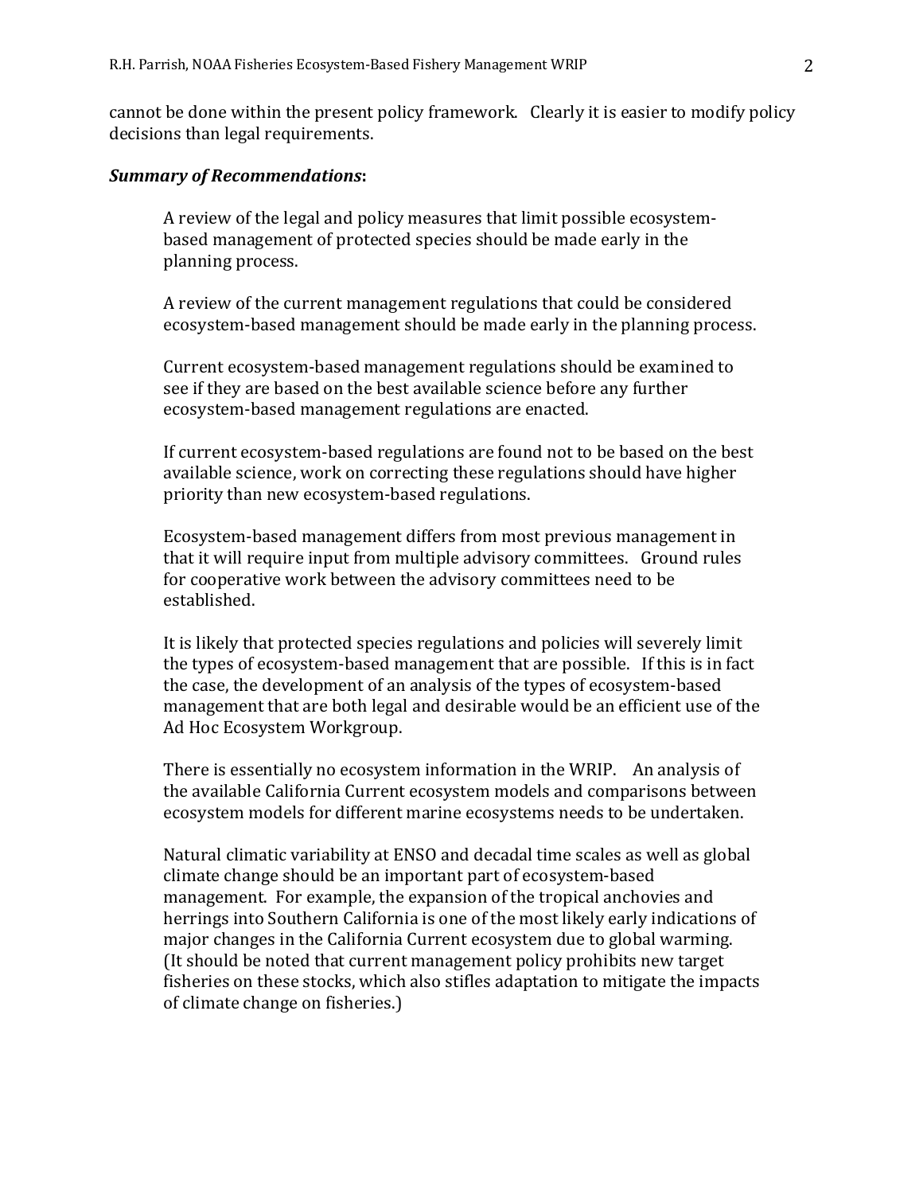cannot be done within the present policy framework. Clearly it is easier to modify policy decisions than legal requirements.

***Summary of Recommendations*:**

A review of the legal and policy measures that limit possible ecosystem-based management of protected species should be made early in the planning process.

A review of the current management regulations that could be considered ecosystem-based management should be made early in the planning process.

Current ecosystem-based management regulations should be examined to see if they are based on the best available science before any further ecosystem-based management regulations are enacted.

If current ecosystem-based regulations are found not to be based on the best available science, work on correcting these regulations should have higher priority than new ecosystem-based regulations.

Ecosystem-based management differs from most previous management in that it will require input from multiple advisory committees. Ground rules for cooperative work between the advisory committees need to be established.

It is likely that protected species regulations and policies will severely limit the types of ecosystem-based management that are possible. If this is in fact the case, the development of an analysis of the types of ecosystem-based management that are both legal and desirable would be an efficient use of the Ad Hoc Ecosystem Workgroup.

There is essentially no ecosystem information in the WRIP. An analysis of the available California Current ecosystem models and comparisons between ecosystem models for different marine ecosystems needs to be undertaken.

Natural climatic variability at ENSO and decadal time scales as well as global climate change should be an important part of ecosystem-based management. For example, the expansion of the tropical anchovies and herrings into Southern California is one of the most likely early indications of major changes in the California Current ecosystem due to global warming. (It should be noted that current management policy prohibits new target fisheries on these stocks, which also stifles adaptation to mitigate the impacts of climate change on fisheries.)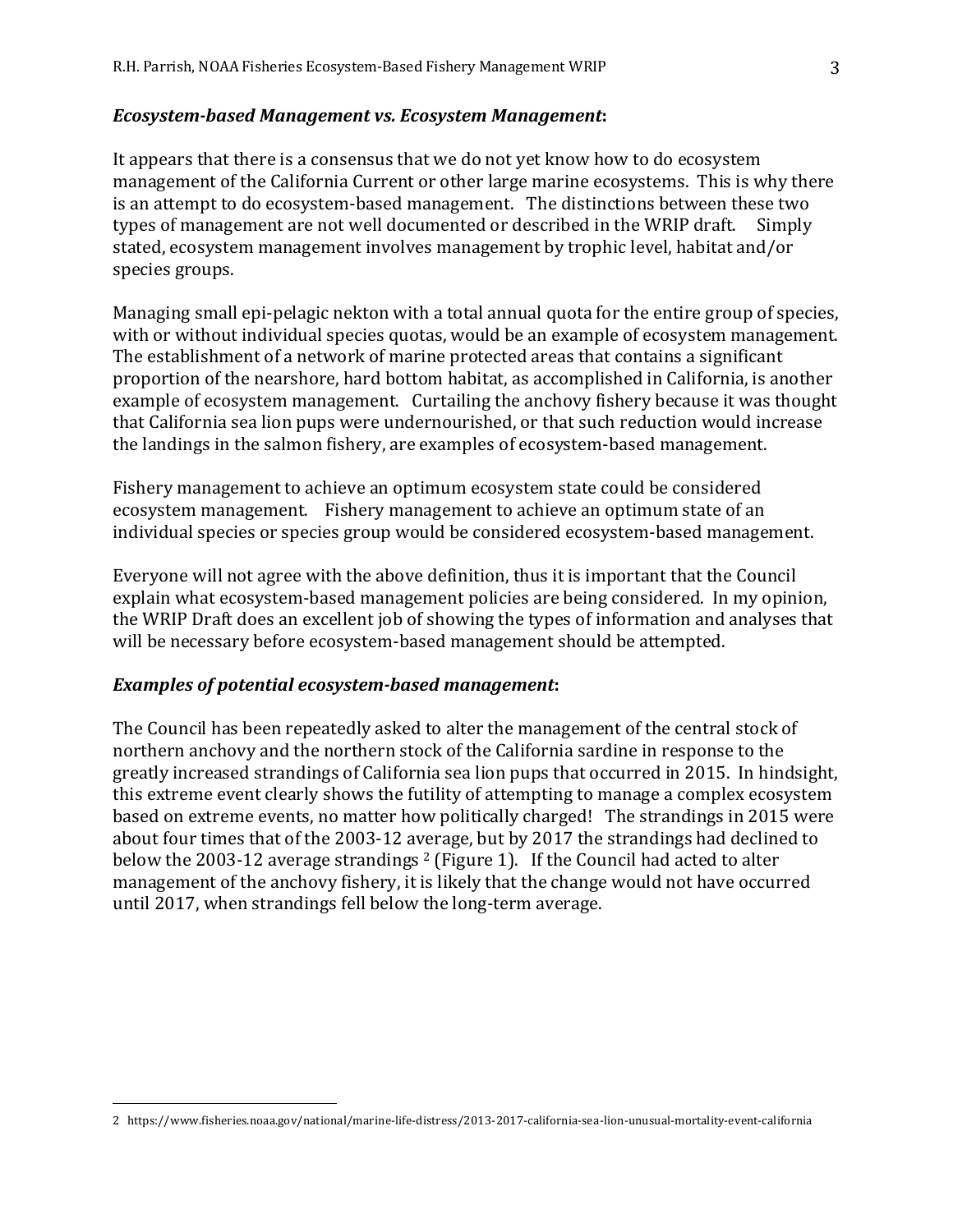***Ecosystem-based Management vs. Ecosystem Management*:**

It appears that there is a consensus that we do not yet know how to do ecosystem management of the California Current or other large marine ecosystems. This is why there is an attempt to do ecosystem-based management. The distinctions between these two types of management are not well documented or described in the WRIP draft. Simply stated, ecosystem management involves management by trophic level, habitat and/or species groups.

Managing small epi-pelagic nekton with a total annual quota for the entire group of species, with or without individual species quotas, would be an example of ecosystem management. The establishment of a network of marine protected areas that contains a significant proportion of the nearshore, hard bottom habitat, as accomplished in California, is another example of ecosystem management. Curtailing the anchovy fishery because it was thought that California sea lion pups were undernourished, or that such reduction would increase the landings in the salmon fishery, are examples of ecosystem-based management.

Fishery management to achieve an optimum ecosystem state could be considered ecosystem management. Fishery management to achieve an optimum state of an individual species or species group would be considered ecosystem-based management.

Everyone will not agree with the above definition, thus it is important that the Council explain what ecosystem-based management policies are being considered. In my opinion, the WRIP Draft does an excellent job of showing the types of information and analyses that will be necessary before ecosystem-based management should be attempted.

***Examples of potential ecosystem-based management*:**

The Council has been repeatedly asked to alter the management of the central stock of northern anchovy and the northern stock of the California sardine in response to the greatly increased strandings of California sea lion pups that occurred in 2015. In hindsight, this extreme event clearly shows the futility of attempting to manage a complex ecosystem based on extreme events, no matter how politically charged! The strandings in 2015 were about four times that of the 2003-12 average, but by 2017 the strandings had declined to below the 2003-12 average strandings [2] (Figure 1). If the Council had acted to alter management of the anchovy fishery, it is likely that the change would not have occurred until 2017, when strandings fell below the long-term average.

---

2 https://www.fisheries.noaa.gov/national/marine-life-distress/2013-2017-california-sea-lion-unusual-mortality-event-california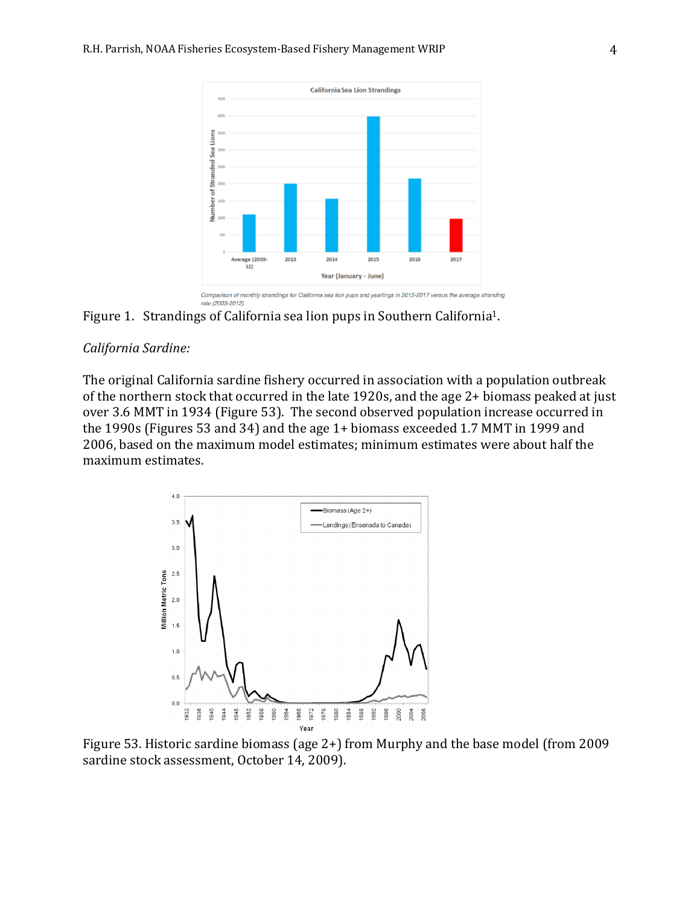Comparison of monthly strandings for California sea lion pups and yearlings in 2013-2017 versus the average stranding rate (2003-2012).

Figure 1. Strandings of California sea lion pups in Southern California[1].

*California Sardine:*

The original California sardine fishery occurred in association with a population outbreak of the northern stock that occurred in the late 1920s, and the age 2+ biomass peaked at just over 3.6 MMT in 1934 (Figure 53). The second observed population increase occurred in the 1990s (Figures 53 and 34) and the age 1+ biomass exceeded 1.7 MMT in 1999 and 2006, based on the maximum model estimates; minimum estimates were about half the maximum estimates.

Figure 53. Historic sardine biomass (age 2+) from Murphy and the base model (from 2009 sardine stock assessment, October 14, 2009).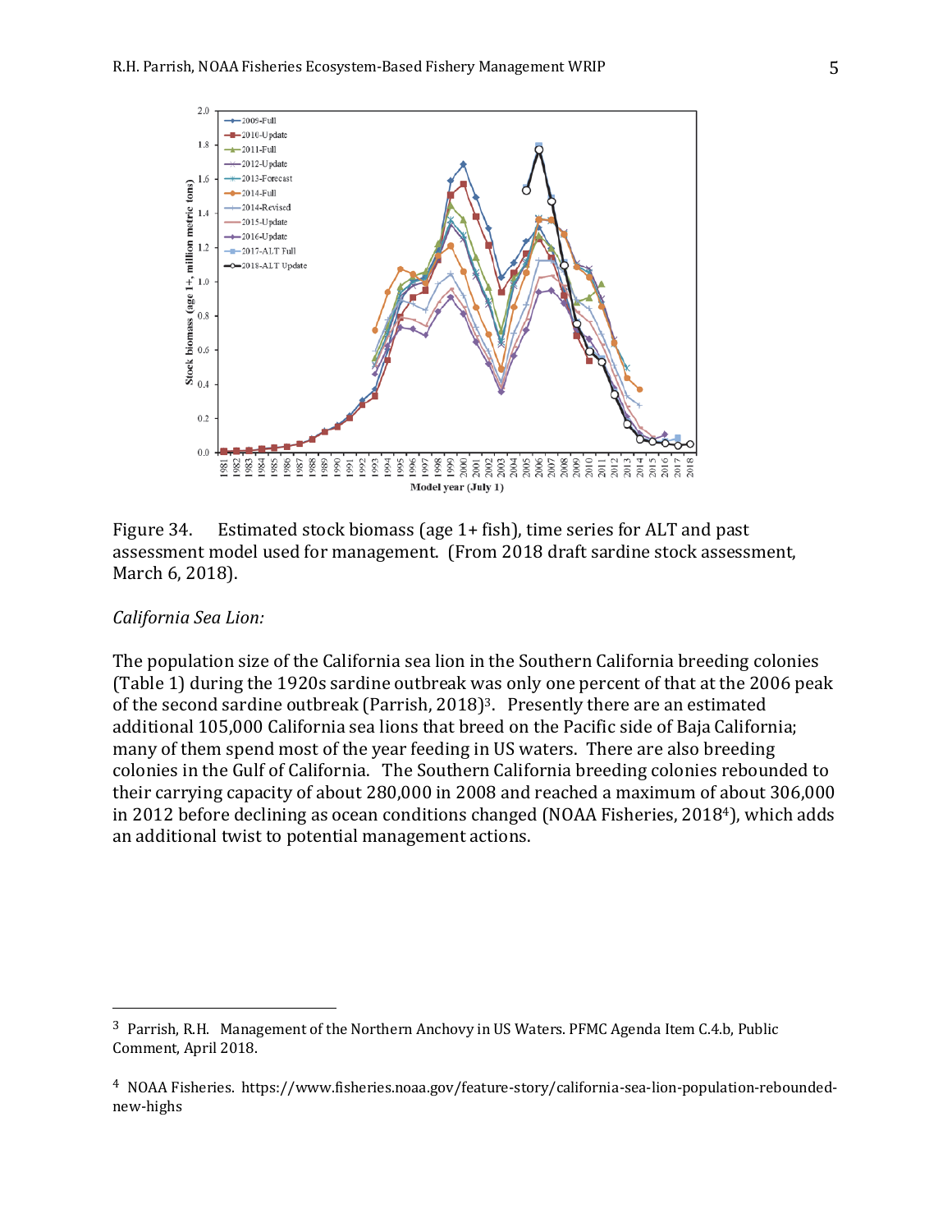Figure 34. Estimated stock biomass (age 1+ fish), time series for ALT and past assessment model used for management. (From 2018 draft sardine stock assessment, March 6, 2018).

*California Sea Lion:*

The population size of the California sea lion in the Southern California breeding colonies (Table 1) during the 1920s sardine outbreak was only one percent of that at the 2006 peak of the second sardine outbreak (Parrish, 2018)[3]. Presently there are an estimated additional 105,000 California sea lions that breed on the Pacific side of Baja California; many of them spend most of the year feeding in US waters. There are also breeding colonies in the Gulf of California. The Southern California breeding colonies rebounded to their carrying capacity of about 280,000 in 2008 and reached a maximum of about 306,000 in 2012 before declining as ocean conditions changed (NOAA Fisheries, 2018[4]), which adds an additional twist to potential management actions.

---

[3] Parrish, R.H. Management of the Northern Anchovy in US Waters. PFMC Agenda Item C.4.b, Public Comment, April 2018.

[4] NOAA Fisheries. https://www.fisheries.noaa.gov/feature-story/california-sea-lion-population-rebounded-new-highs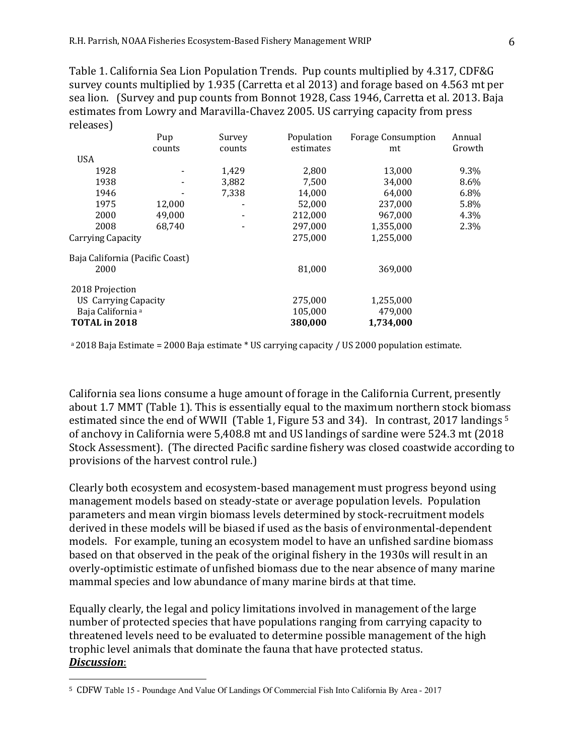Table 1. California Sea Lion Population Trends. Pup counts multiplied by 4.317, CDF&G survey counts multiplied by 1.935 (Carretta et al 2013) and forage based on 4.563 mt per sea lion. (Survey and pup counts from Bonnot 1928, Cass 1946, Carretta et al. 2013. Baja estimates from Lowry and Maravilla-Chavez 2005. US carrying capacity from press releases)

| | Pup counts | Survey counts | Population estimates | Forage Consumption mt | Annual Growth |
|---|---|---|---|---|---|
| USA | | | | | |
| 1928 | - | 1,429 | 2,800 | 13,000 | 9.3% |
| 1938 | - | 3,882 | 7,500 | 34,000 | 8.6% |
| 1946 | - | 7,338 | 14,000 | 64,000 | 6.8% |
| 1975 | 12,000 | - | 52,000 | 237,000 | 5.8% |
| 2000 | 49,000 | - | 212,000 | 967,000 | 4.3% |
| 2008 | 68,740 | - | 297,000 | 1,355,000 | 2.3% |
| Carrying Capacity | | | 275,000 | 1,255,000 | |
| Baja California (Pacific Coast) | | | | | |
| 2000 | | | 81,000 | 369,000 | |
| 2018 Projection | | | | | |
| US Carrying Capacity | | | 275,000 | 1,255,000 | |
| Baja California [a] | | | 105,000 | 479,000 | |
| **TOTAL in 2018** | | | **380,000** | **1,734,000** | |

[a] 2018 Baja Estimate = 2000 Baja estimate * US carrying capacity / US 2000 population estimate.

California sea lions consume a huge amount of forage in the California Current, presently about 1.7 MMT (Table 1). This is essentially equal to the maximum northern stock biomass estimated since the end of WWII (Table 1, Figure 53 and 34). In contrast, 2017 landings [5] of anchovy in California were 5,408.8 mt and US landings of sardine were 524.3 mt (2018 Stock Assessment). (The directed Pacific sardine fishery was closed coastwide according to provisions of the harvest control rule.)

Clearly both ecosystem and ecosystem-based management must progress beyond using management models based on steady-state or average population levels. Population parameters and mean virgin biomass levels determined by stock-recruitment models derived in these models will be biased if used as the basis of environmental-dependent models. For example, tuning an ecosystem model to have an unfished sardine biomass based on that observed in the peak of the original fishery in the 1930s will result in an overly-optimistic estimate of unfished biomass due to the near absence of many marine mammal species and low abundance of many marine birds at that time.

Equally clearly, the legal and policy limitations involved in management of the large number of protected species that have populations ranging from carrying capacity to threatened levels need to be evaluated to determine possible management of the high trophic level animals that dominate the fauna that have protected status.

***Discussion***:

[5] CDFW Table 15 - Poundage And Value Of Landings Of Commercial Fish Into California By Area - 2017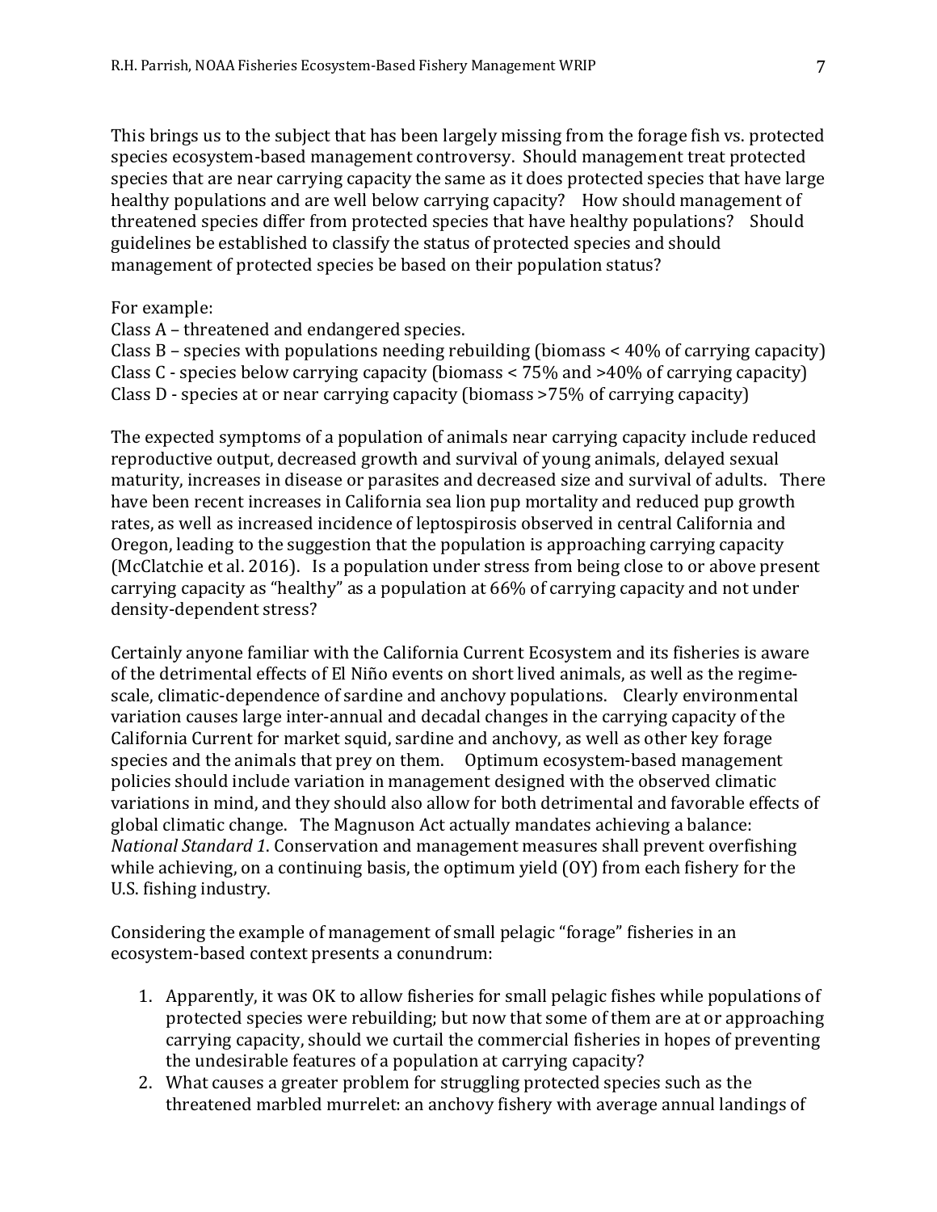This brings us to the subject that has been largely missing from the forage fish vs. protected species ecosystem-based management controversy. Should management treat protected species that are near carrying capacity the same as it does protected species that have large healthy populations and are well below carrying capacity? How should management of threatened species differ from protected species that have healthy populations? Should guidelines be established to classify the status of protected species and should management of protected species be based on their population status?

For example:
Class A – threatened and endangered species.
Class B – species with populations needing rebuilding (biomass < 40% of carrying capacity)
Class C - species below carrying capacity (biomass < 75% and >40% of carrying capacity)
Class D - species at or near carrying capacity (biomass >75% of carrying capacity)

The expected symptoms of a population of animals near carrying capacity include reduced reproductive output, decreased growth and survival of young animals, delayed sexual maturity, increases in disease or parasites and decreased size and survival of adults. There have been recent increases in California sea lion pup mortality and reduced pup growth rates, as well as increased incidence of leptospirosis observed in central California and Oregon, leading to the suggestion that the population is approaching carrying capacity (McClatchie et al. 2016). Is a population under stress from being close to or above present carrying capacity as "healthy" as a population at 66% of carrying capacity and not under density-dependent stress?

Certainly anyone familiar with the California Current Ecosystem and its fisheries is aware of the detrimental effects of El Niño events on short lived animals, as well as the regime-scale, climatic-dependence of sardine and anchovy populations. Clearly environmental variation causes large inter-annual and decadal changes in the carrying capacity of the California Current for market squid, sardine and anchovy, as well as other key forage species and the animals that prey on them. Optimum ecosystem-based management policies should include variation in management designed with the observed climatic variations in mind, and they should also allow for both detrimental and favorable effects of global climatic change. The Magnuson Act actually mandates achieving a balance: *National Standard 1*. Conservation and management measures shall prevent overfishing while achieving, on a continuing basis, the optimum yield (OY) from each fishery for the U.S. fishing industry.

Considering the example of management of small pelagic "forage" fisheries in an ecosystem-based context presents a conundrum:

1. Apparently, it was OK to allow fisheries for small pelagic fishes while populations of protected species were rebuilding; but now that some of them are at or approaching carrying capacity, should we curtail the commercial fisheries in hopes of preventing the undesirable features of a population at carrying capacity?
2. What causes a greater problem for struggling protected species such as the threatened marbled murrelet: an anchovy fishery with average annual landings of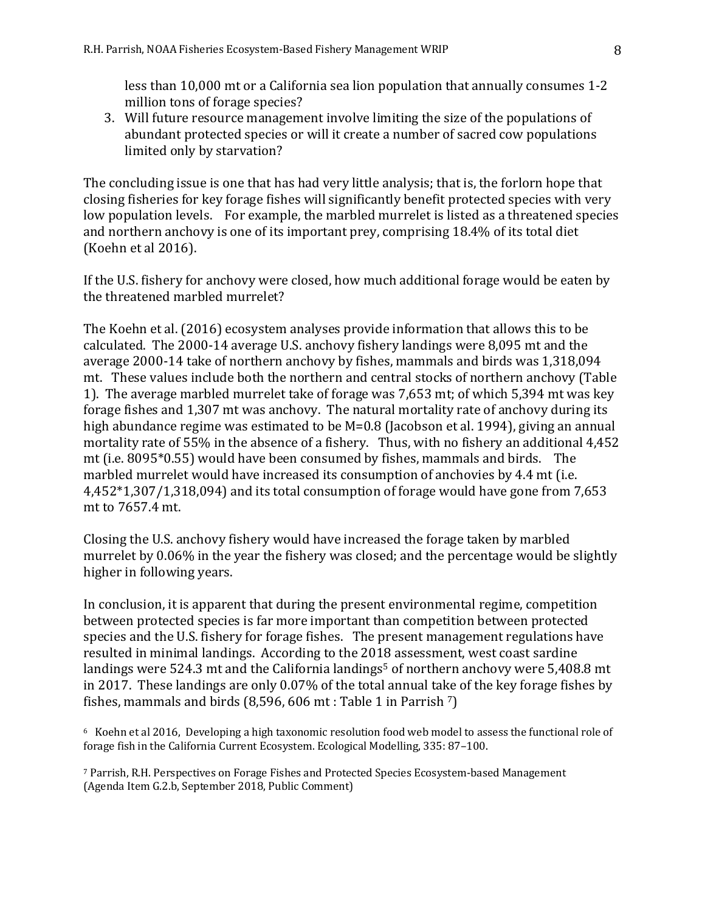less than 10,000 mt or a California sea lion population that annually consumes 1-2 million tons of forage species?

3. Will future resource management involve limiting the size of the populations of abundant protected species or will it create a number of sacred cow populations limited only by starvation?

The concluding issue is one that has had very little analysis; that is, the forlorn hope that closing fisheries for key forage fishes will significantly benefit protected species with very low population levels. For example, the marbled murrelet is listed as a threatened species and northern anchovy is one of its important prey, comprising 18.4% of its total diet (Koehn et al 2016).

If the U.S. fishery for anchovy were closed, how much additional forage would be eaten by the threatened marbled murrelet?

The Koehn et al. (2016) ecosystem analyses provide information that allows this to be calculated. The 2000-14 average U.S. anchovy fishery landings were 8,095 mt and the average 2000-14 take of northern anchovy by fishes, mammals and birds was 1,318,094 mt. These values include both the northern and central stocks of northern anchovy (Table 1). The average marbled murrelet take of forage was 7,653 mt; of which 5,394 mt was key forage fishes and 1,307 mt was anchovy. The natural mortality rate of anchovy during its high abundance regime was estimated to be M=0.8 (Jacobson et al. 1994), giving an annual mortality rate of 55% in the absence of a fishery. Thus, with no fishery an additional 4,452 mt (i.e. 8095*0.55) would have been consumed by fishes, mammals and birds. The marbled murrelet would have increased its consumption of anchovies by 4.4 mt (i.e. 4,452*1,307/1,318,094) and its total consumption of forage would have gone from 7,653 mt to 7657.4 mt.

Closing the U.S. anchovy fishery would have increased the forage taken by marbled murrelet by 0.06% in the year the fishery was closed; and the percentage would be slightly higher in following years.

In conclusion, it is apparent that during the present environmental regime, competition between protected species is far more important than competition between protected species and the U.S. fishery for forage fishes. The present management regulations have resulted in minimal landings. According to the 2018 assessment, west coast sardine landings were 524.3 mt and the California landings[5] of northern anchovy were 5,408.8 mt in 2017. These landings are only 0.07% of the total annual take of the key forage fishes by fishes, mammals and birds (8,596, 606 mt : Table 1 in Parrish [7])

[6] Koehn et al 2016, Developing a high taxonomic resolution food web model to assess the functional role of forage fish in the California Current Ecosystem. Ecological Modelling, 335: 87–100.

[7] Parrish, R.H. Perspectives on Forage Fishes and Protected Species Ecosystem-based Management (Agenda Item G.2.b, September 2018, Public Comment)